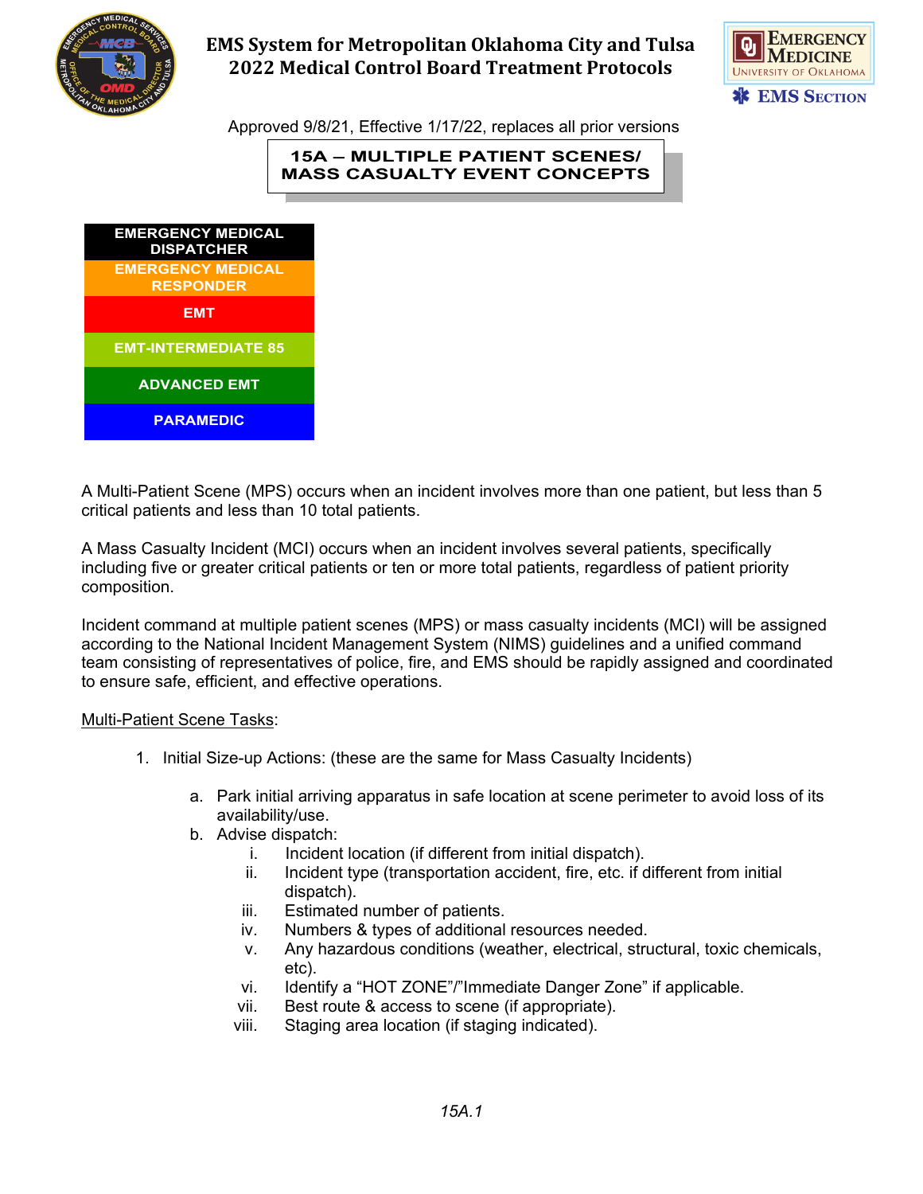# EMS System for Metropolitan Oklahoma City and Tulsa
# 2022 Medical Control Board Treatment Protocols

Approved 9/8/21, Effective 1/17/22, replaces all prior versions

## 15A – MULTIPLE PATIENT SCENES/ MASS CASUALTY EVENT CONCEPTS

| |
|---|
| EMERGENCY MEDICAL DISPATCHER |
| EMERGENCY MEDICAL RESPONDER |
| EMT |
| EMT-INTERMEDIATE 85 |
| ADVANCED EMT |
| PARAMEDIC |

A Multi-Patient Scene (MPS) occurs when an incident involves more than one patient, but less than 5 critical patients and less than 10 total patients.

A Mass Casualty Incident (MCI) occurs when an incident involves several patients, specifically including five or greater critical patients or ten or more total patients, regardless of patient priority composition.

Incident command at multiple patient scenes (MPS) or mass casualty incidents (MCI) will be assigned according to the National Incident Management System (NIMS) guidelines and a unified command team consisting of representatives of police, fire, and EMS should be rapidly assigned and coordinated to ensure safe, efficient, and effective operations.

Multi-Patient Scene Tasks:

1. Initial Size-up Actions: (these are the same for Mass Casualty Incidents)

   a. Park initial arriving apparatus in safe location at scene perimeter to avoid loss of its availability/use.
   b. Advise dispatch:
      i. Incident location (if different from initial dispatch).
      ii. Incident type (transportation accident, fire, etc. if different from initial dispatch).
      iii. Estimated number of patients.
      iv. Numbers & types of additional resources needed.
      v. Any hazardous conditions (weather, electrical, structural, toxic chemicals, etc).
      vi. Identify a "HOT ZONE"/"Immediate Danger Zone" if applicable.
      vii. Best route & access to scene (if appropriate).
      viii. Staging area location (if staging indicated).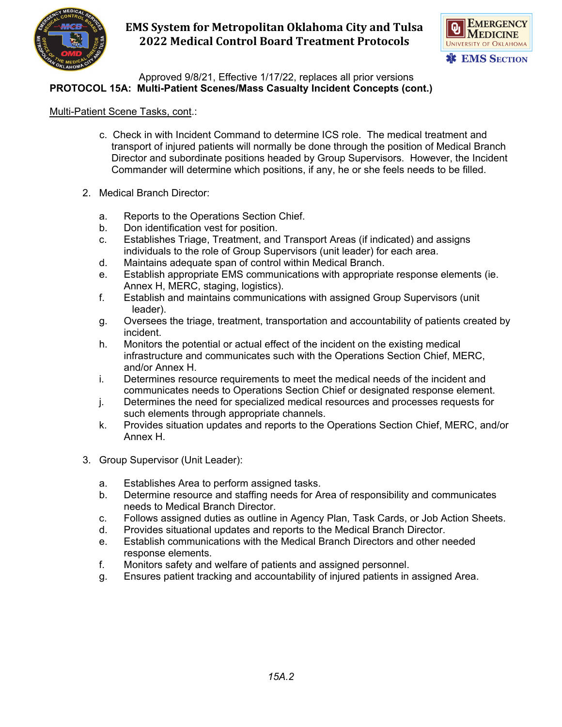Approved 9/8/21, Effective 1/17/22, replaces all prior versions

**PROTOCOL 15A: Multi-Patient Scenes/Mass Casualty Incident Concepts (cont.)**

Multi-Patient Scene Tasks, cont.:

c. Check in with Incident Command to determine ICS role. The medical treatment and transport of injured patients will normally be done through the position of Medical Branch Director and subordinate positions headed by Group Supervisors. However, the Incident Commander will determine which positions, if any, he or she feels needs to be filled.

2. Medical Branch Director:

   a. Reports to the Operations Section Chief.
   b. Don identification vest for position.
   c. Establishes Triage, Treatment, and Transport Areas (if indicated) and assigns individuals to the role of Group Supervisors (unit leader) for each area.
   d. Maintains adequate span of control within Medical Branch.
   e. Establish appropriate EMS communications with appropriate response elements (ie. Annex H, MERC, staging, logistics).
   f. Establish and maintains communications with assigned Group Supervisors (unit leader).
   g. Oversees the triage, treatment, transportation and accountability of patients created by incident.
   h. Monitors the potential or actual effect of the incident on the existing medical infrastructure and communicates such with the Operations Section Chief, MERC, and/or Annex H.
   i. Determines resource requirements to meet the medical needs of the incident and communicates needs to Operations Section Chief or designated response element.
   j. Determines the need for specialized medical resources and processes requests for such elements through appropriate channels.
   k. Provides situation updates and reports to the Operations Section Chief, MERC, and/or Annex H.

3. Group Supervisor (Unit Leader):

   a. Establishes Area to perform assigned tasks.
   b. Determine resource and staffing needs for Area of responsibility and communicates needs to Medical Branch Director.
   c. Follows assigned duties as outline in Agency Plan, Task Cards, or Job Action Sheets.
   d. Provides situational updates and reports to the Medical Branch Director.
   e. Establish communications with the Medical Branch Directors and other needed response elements.
   f. Monitors safety and welfare of patients and assigned personnel.
   g. Ensures patient tracking and accountability of injured patients in assigned Area.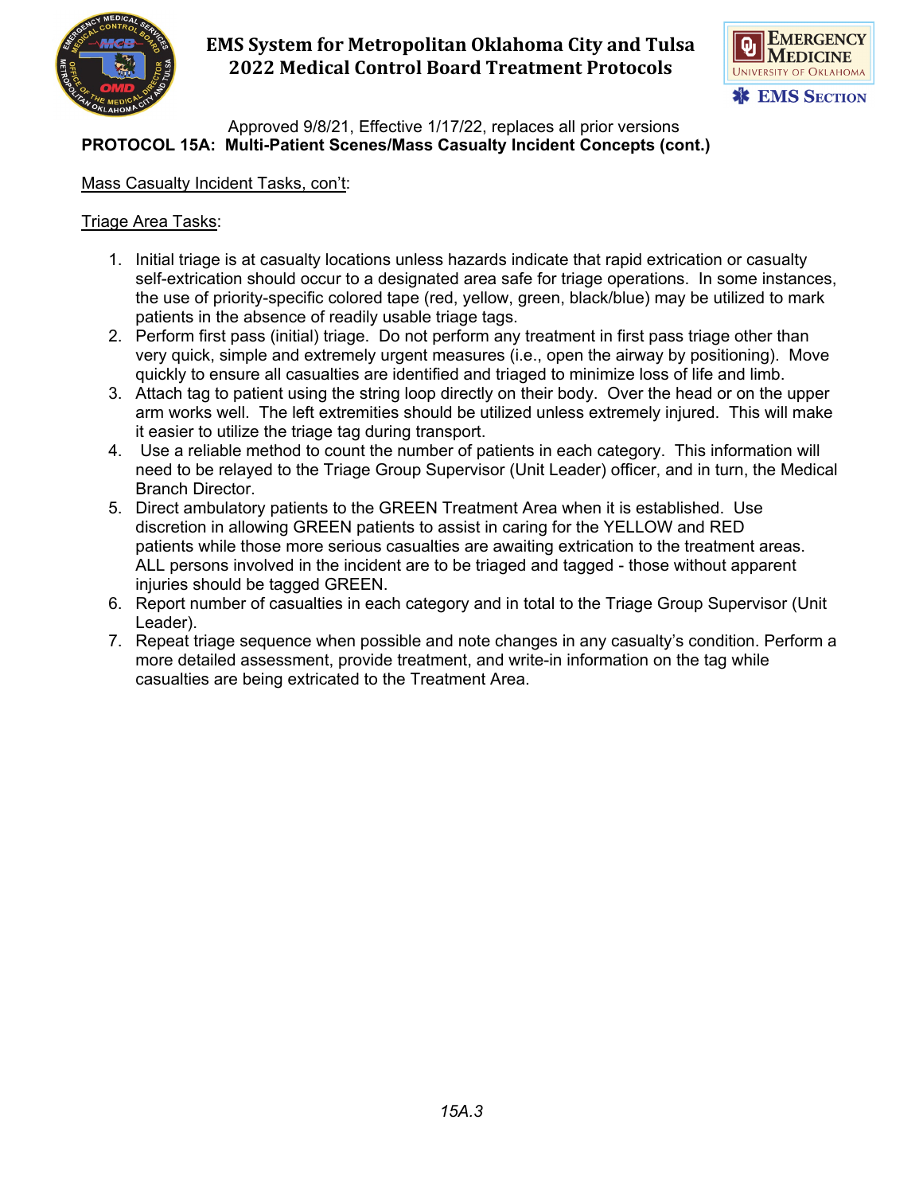Approved 9/8/21, Effective 1/17/22, replaces all prior versions

**PROTOCOL 15A: Multi-Patient Scenes/Mass Casualty Incident Concepts (cont.)**

Mass Casualty Incident Tasks, con't:

Triage Area Tasks:

1. Initial triage is at casualty locations unless hazards indicate that rapid extrication or casualty self-extrication should occur to a designated area safe for triage operations. In some instances, the use of priority-specific colored tape (red, yellow, green, black/blue) may be utilized to mark patients in the absence of readily usable triage tags.
2. Perform first pass (initial) triage. Do not perform any treatment in first pass triage other than very quick, simple and extremely urgent measures (i.e., open the airway by positioning). Move quickly to ensure all casualties are identified and triaged to minimize loss of life and limb.
3. Attach tag to patient using the string loop directly on their body. Over the head or on the upper arm works well. The left extremities should be utilized unless extremely injured. This will make it easier to utilize the triage tag during transport.
4. Use a reliable method to count the number of patients in each category. This information will need to be relayed to the Triage Group Supervisor (Unit Leader) officer, and in turn, the Medical Branch Director.
5. Direct ambulatory patients to the GREEN Treatment Area when it is established. Use discretion in allowing GREEN patients to assist in caring for the YELLOW and RED patients while those more serious casualties are awaiting extrication to the treatment areas. ALL persons involved in the incident are to be triaged and tagged - those without apparent injuries should be tagged GREEN.
6. Report number of casualties in each category and in total to the Triage Group Supervisor (Unit Leader).
7. Repeat triage sequence when possible and note changes in any casualty's condition. Perform a more detailed assessment, provide treatment, and write-in information on the tag while casualties are being extricated to the Treatment Area.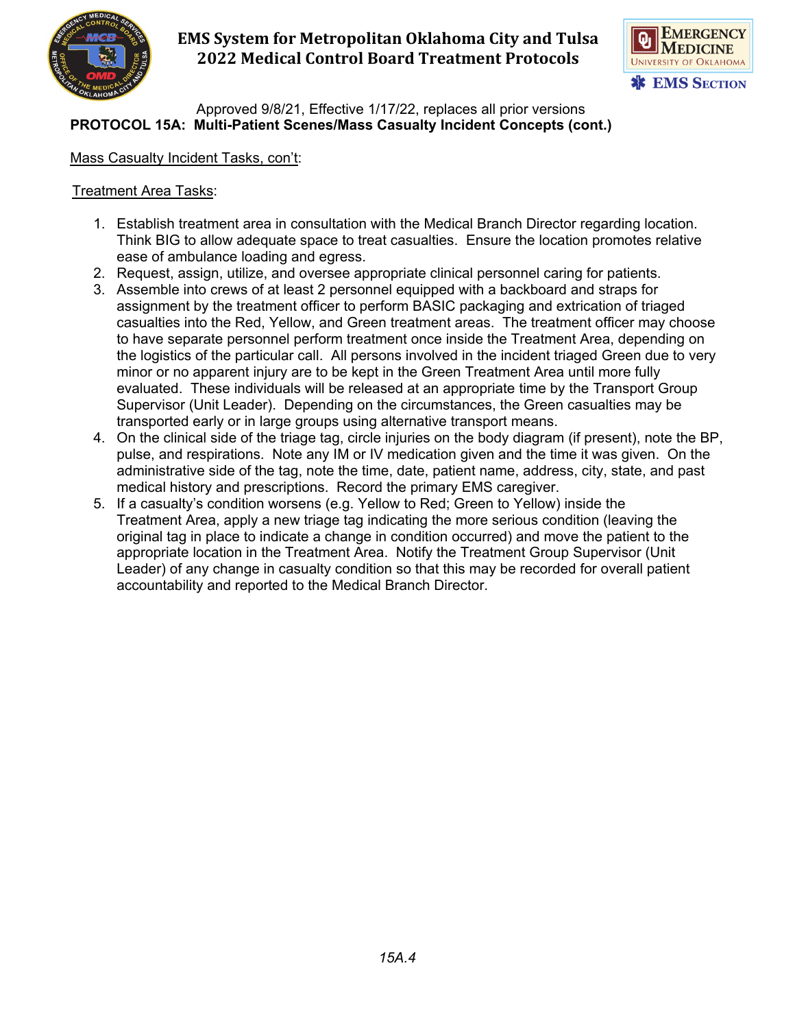Approved 9/8/21, Effective 1/17/22, replaces all prior versions

**PROTOCOL 15A: Multi-Patient Scenes/Mass Casualty Incident Concepts (cont.)**

Mass Casualty Incident Tasks, con't:

Treatment Area Tasks:

1. Establish treatment area in consultation with the Medical Branch Director regarding location. Think BIG to allow adequate space to treat casualties. Ensure the location promotes relative ease of ambulance loading and egress.
2. Request, assign, utilize, and oversee appropriate clinical personnel caring for patients.
3. Assemble into crews of at least 2 personnel equipped with a backboard and straps for assignment by the treatment officer to perform BASIC packaging and extrication of triaged casualties into the Red, Yellow, and Green treatment areas. The treatment officer may choose to have separate personnel perform treatment once inside the Treatment Area, depending on the logistics of the particular call. All persons involved in the incident triaged Green due to very minor or no apparent injury are to be kept in the Green Treatment Area until more fully evaluated. These individuals will be released at an appropriate time by the Transport Group Supervisor (Unit Leader). Depending on the circumstances, the Green casualties may be transported early or in large groups using alternative transport means.
4. On the clinical side of the triage tag, circle injuries on the body diagram (if present), note the BP, pulse, and respirations. Note any IM or IV medication given and the time it was given. On the administrative side of the tag, note the time, date, patient name, address, city, state, and past medical history and prescriptions. Record the primary EMS caregiver.
5. If a casualty's condition worsens (e.g. Yellow to Red; Green to Yellow) inside the Treatment Area, apply a new triage tag indicating the more serious condition (leaving the original tag in place to indicate a change in condition occurred) and move the patient to the appropriate location in the Treatment Area. Notify the Treatment Group Supervisor (Unit Leader) of any change in casualty condition so that this may be recorded for overall patient accountability and reported to the Medical Branch Director.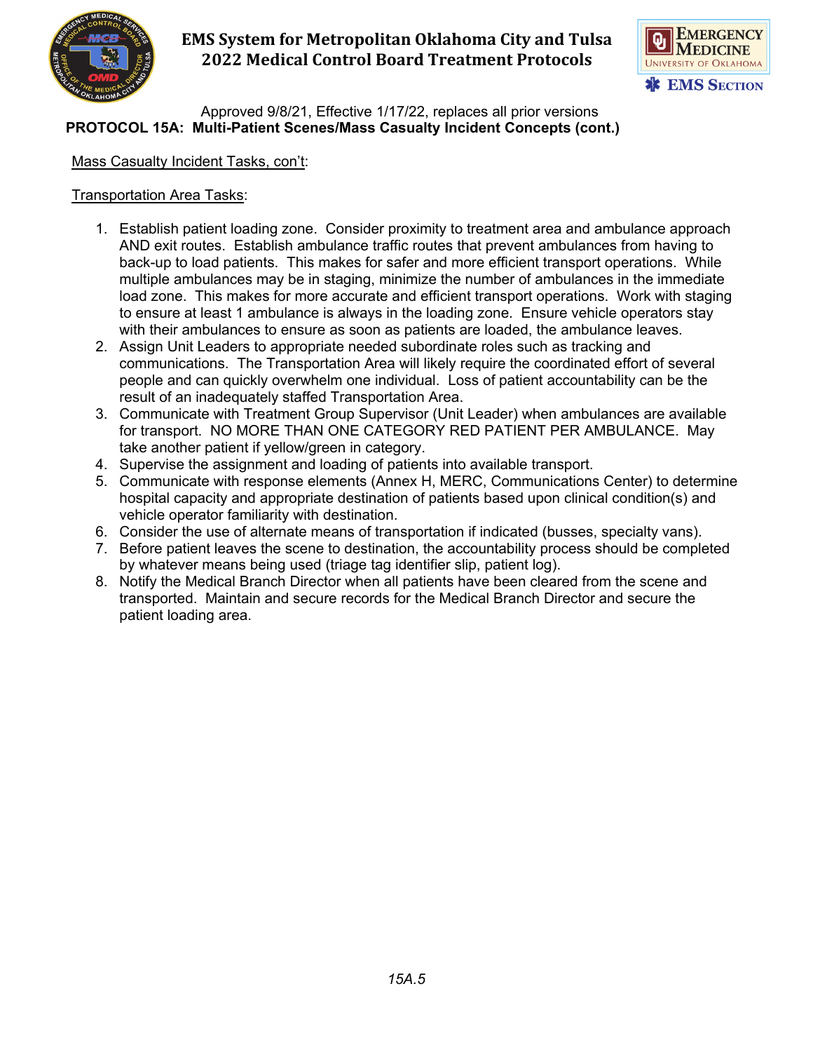Approved 9/8/21, Effective 1/17/22, replaces all prior versions

**PROTOCOL 15A: Multi-Patient Scenes/Mass Casualty Incident Concepts (cont.)**

Mass Casualty Incident Tasks, con't:

Transportation Area Tasks:

1. Establish patient loading zone. Consider proximity to treatment area and ambulance approach AND exit routes. Establish ambulance traffic routes that prevent ambulances from having to back-up to load patients. This makes for safer and more efficient transport operations. While multiple ambulances may be in staging, minimize the number of ambulances in the immediate load zone. This makes for more accurate and efficient transport operations. Work with staging to ensure at least 1 ambulance is always in the loading zone. Ensure vehicle operators stay with their ambulances to ensure as soon as patients are loaded, the ambulance leaves.
2. Assign Unit Leaders to appropriate needed subordinate roles such as tracking and communications. The Transportation Area will likely require the coordinated effort of several people and can quickly overwhelm one individual. Loss of patient accountability can be the result of an inadequately staffed Transportation Area.
3. Communicate with Treatment Group Supervisor (Unit Leader) when ambulances are available for transport. NO MORE THAN ONE CATEGORY RED PATIENT PER AMBULANCE. May take another patient if yellow/green in category.
4. Supervise the assignment and loading of patients into available transport.
5. Communicate with response elements (Annex H, MERC, Communications Center) to determine hospital capacity and appropriate destination of patients based upon clinical condition(s) and vehicle operator familiarity with destination.
6. Consider the use of alternate means of transportation if indicated (busses, specialty vans).
7. Before patient leaves the scene to destination, the accountability process should be completed by whatever means being used (triage tag identifier slip, patient log).
8. Notify the Medical Branch Director when all patients have been cleared from the scene and transported. Maintain and secure records for the Medical Branch Director and secure the patient loading area.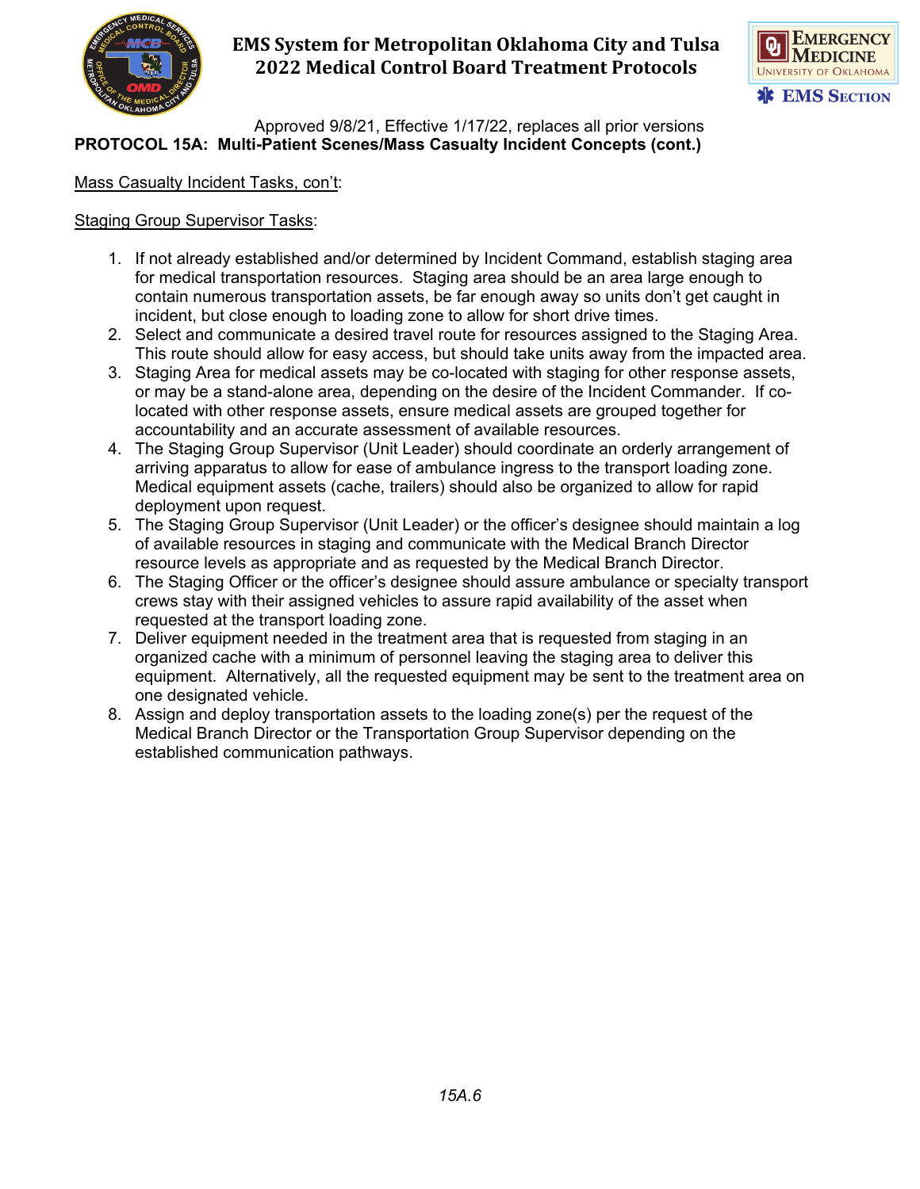Approved 9/8/21, Effective 1/17/22, replaces all prior versions

**PROTOCOL 15A: Multi-Patient Scenes/Mass Casualty Incident Concepts (cont.)**

Mass Casualty Incident Tasks, con't:

Staging Group Supervisor Tasks:

1. If not already established and/or determined by Incident Command, establish staging area for medical transportation resources. Staging area should be an area large enough to contain numerous transportation assets, be far enough away so units don't get caught in incident, but close enough to loading zone to allow for short drive times.
2. Select and communicate a desired travel route for resources assigned to the Staging Area. This route should allow for easy access, but should take units away from the impacted area.
3. Staging Area for medical assets may be co-located with staging for other response assets, or may be a stand-alone area, depending on the desire of the Incident Commander. If co-located with other response assets, ensure medical assets are grouped together for accountability and an accurate assessment of available resources.
4. The Staging Group Supervisor (Unit Leader) should coordinate an orderly arrangement of arriving apparatus to allow for ease of ambulance ingress to the transport loading zone. Medical equipment assets (cache, trailers) should also be organized to allow for rapid deployment upon request.
5. The Staging Group Supervisor (Unit Leader) or the officer's designee should maintain a log of available resources in staging and communicate with the Medical Branch Director resource levels as appropriate and as requested by the Medical Branch Director.
6. The Staging Officer or the officer's designee should assure ambulance or specialty transport crews stay with their assigned vehicles to assure rapid availability of the asset when requested at the transport loading zone.
7. Deliver equipment needed in the treatment area that is requested from staging in an organized cache with a minimum of personnel leaving the staging area to deliver this equipment. Alternatively, all the requested equipment may be sent to the treatment area on one designated vehicle.
8. Assign and deploy transportation assets to the loading zone(s) per the request of the Medical Branch Director or the Transportation Group Supervisor depending on the established communication pathways.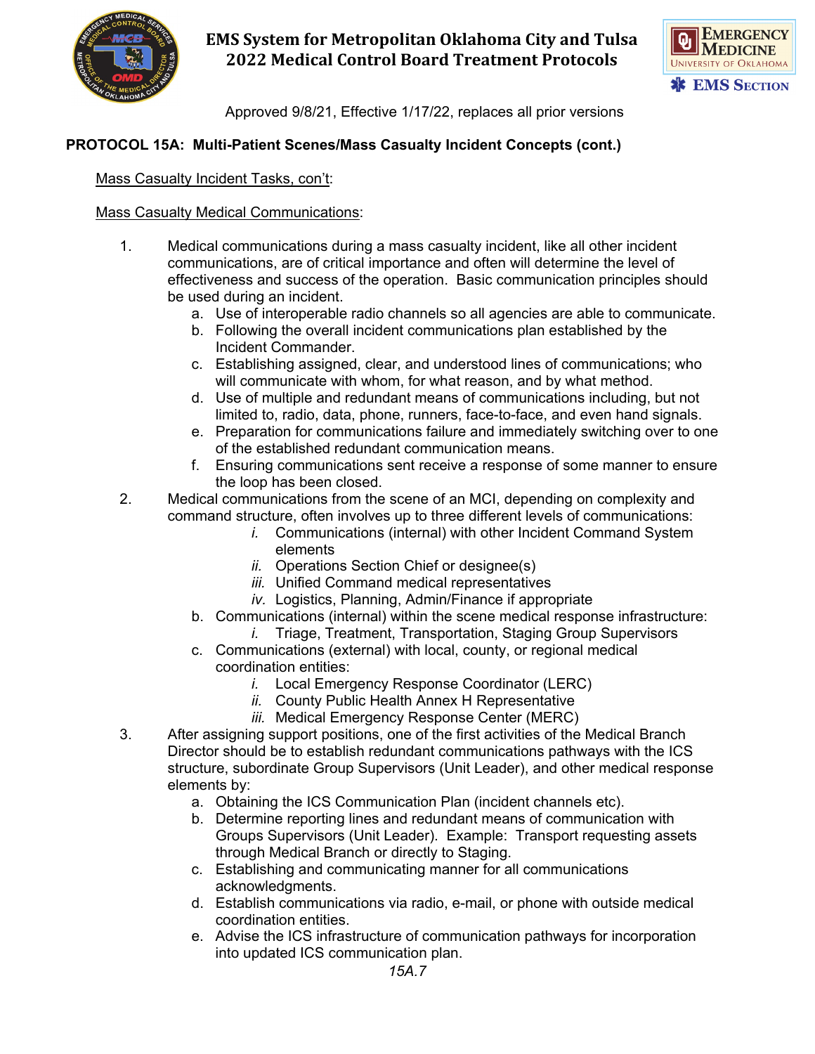### PROTOCOL 15A: Multi-Patient Scenes/Mass Casualty Incident Concepts (cont.)

Mass Casualty Incident Tasks, con't:

Mass Casualty Medical Communications:

1. Medical communications during a mass casualty incident, like all other incident communications, are of critical importance and often will determine the level of effectiveness and success of the operation. Basic communication principles should be used during an incident.
   a. Use of interoperable radio channels so all agencies are able to communicate.
   b. Following the overall incident communications plan established by the Incident Commander.
   c. Establishing assigned, clear, and understood lines of communications; who will communicate with whom, for what reason, and by what method.
   d. Use of multiple and redundant means of communications including, but not limited to, radio, data, phone, runners, face-to-face, and even hand signals.
   e. Preparation for communications failure and immediately switching over to one of the established redundant communication means.
   f. Ensuring communications sent receive a response of some manner to ensure the loop has been closed.
2. Medical communications from the scene of an MCI, depending on complexity and command structure, often involves up to three different levels of communications:
   - *i.* Communications (internal) with other Incident Command System elements
   - *ii.* Operations Section Chief or designee(s)
   - *iii.* Unified Command medical representatives
   - *iv.* Logistics, Planning, Admin/Finance if appropriate

   b. Communications (internal) within the scene medical response infrastructure:
   - *i.* Triage, Treatment, Transportation, Staging Group Supervisors

   c. Communications (external) with local, county, or regional medical coordination entities:
   - *i.* Local Emergency Response Coordinator (LERC)
   - *ii.* County Public Health Annex H Representative
   - *iii.* Medical Emergency Response Center (MERC)
3. After assigning support positions, one of the first activities of the Medical Branch Director should be to establish redundant communications pathways with the ICS structure, subordinate Group Supervisors (Unit Leader), and other medical response elements by:
   a. Obtaining the ICS Communication Plan (incident channels etc).
   b. Determine reporting lines and redundant means of communication with Groups Supervisors (Unit Leader). Example: Transport requesting assets through Medical Branch or directly to Staging.
   c. Establishing and communicating manner for all communications acknowledgments.
   d. Establish communications via radio, e-mail, or phone with outside medical coordination entities.
   e. Advise the ICS infrastructure of communication pathways for incorporation into updated ICS communication plan.